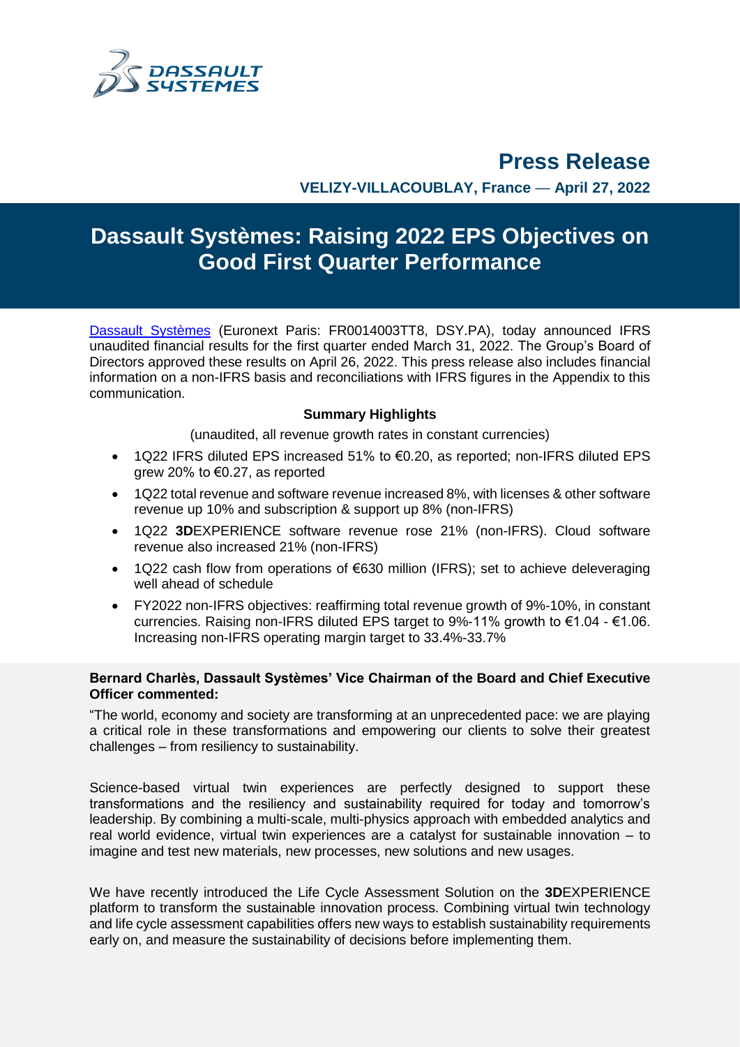# Press Release

**VELIZY-VILLACOUBLAY, France — April 27, 2022**

# Dassault Systèmes: Raising 2022 EPS Objectives on Good First Quarter Performance

Dassault Systèmes (Euronext Paris: FR0014003TT8, DSY.PA), today announced IFRS unaudited financial results for the first quarter ended March 31, 2022. The Group's Board of Directors approved these results on April 26, 2022. This press release also includes financial information on a non-IFRS basis and reconciliations with IFRS figures in the Appendix to this communication.

**Summary Highlights**

(unaudited, all revenue growth rates in constant currencies)

- 1Q22 IFRS diluted EPS increased 51% to €0.20, as reported; non-IFRS diluted EPS grew 20% to €0.27, as reported
- 1Q22 total revenue and software revenue increased 8%, with licenses & other software revenue up 10% and subscription & support up 8% (non-IFRS)
- 1Q22 **3D**EXPERIENCE software revenue rose 21% (non-IFRS). Cloud software revenue also increased 21% (non-IFRS)
- 1Q22 cash flow from operations of €630 million (IFRS); set to achieve deleveraging well ahead of schedule
- FY2022 non-IFRS objectives: reaffirming total revenue growth of 9%-10%, in constant currencies. Raising non-IFRS diluted EPS target to 9%-11% growth to €1.04 - €1.06. Increasing non-IFRS operating margin target to 33.4%-33.7%

**Bernard Charlès, Dassault Systèmes' Vice Chairman of the Board and Chief Executive Officer commented:**

"The world, economy and society are transforming at an unprecedented pace: we are playing a critical role in these transformations and empowering our clients to solve their greatest challenges – from resiliency to sustainability.

Science-based virtual twin experiences are perfectly designed to support these transformations and the resiliency and sustainability required for today and tomorrow's leadership. By combining a multi-scale, multi-physics approach with embedded analytics and real world evidence, virtual twin experiences are a catalyst for sustainable innovation – to imagine and test new materials, new processes, new solutions and new usages.

We have recently introduced the Life Cycle Assessment Solution on the **3D**EXPERIENCE platform to transform the sustainable innovation process. Combining virtual twin technology and life cycle assessment capabilities offers new ways to establish sustainability requirements early on, and measure the sustainability of decisions before implementing them.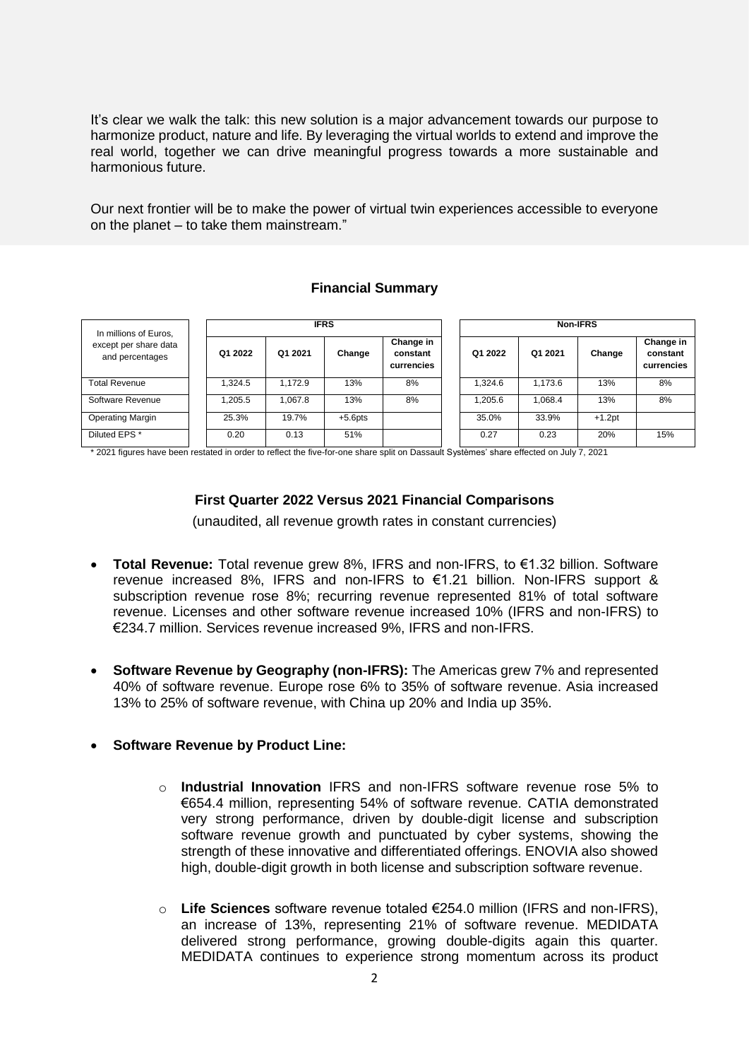It's clear we walk the talk: this new solution is a major advancement towards our purpose to harmonize product, nature and life. By leveraging the virtual worlds to extend and improve the real world, together we can drive meaningful progress towards a more sustainable and harmonious future.

Our next frontier will be to make the power of virtual twin experiences accessible to everyone on the planet – to take them mainstream."

## Financial Summary

| In millions of Euros, except per share data and percentages | IFRS | | | | Non-IFRS | | | |
|---|---|---|---|---|---|---|---|---|
| | Q1 2022 | Q1 2021 | Change | Change in constant currencies | Q1 2022 | Q1 2021 | Change | Change in constant currencies |
| Total Revenue | 1,324.5 | 1,172.9 | 13% | 8% | 1,324.6 | 1,173.6 | 13% | 8% |
| Software Revenue | 1,205.5 | 1,067.8 | 13% | 8% | 1,205.6 | 1,068.4 | 13% | 8% |
| Operating Margin | 25.3% | 19.7% | +5.6pts | | 35.0% | 33.9% | +1.2pt | |
| Diluted EPS * | 0.20 | 0.13 | 51% | | 0.27 | 0.23 | 20% | 15% |

\* 2021 figures have been restated in order to reflect the five-for-one share split on Dassault Systèmes' share effected on July 7, 2021

### First Quarter 2022 Versus 2021 Financial Comparisons

(unaudited, all revenue growth rates in constant currencies)

- **Total Revenue:** Total revenue grew 8%, IFRS and non-IFRS, to €1.32 billion. Software revenue increased 8%, IFRS and non-IFRS to €1.21 billion. Non-IFRS support & subscription revenue rose 8%; recurring revenue represented 81% of total software revenue. Licenses and other software revenue increased 10% (IFRS and non-IFRS) to €234.7 million. Services revenue increased 9%, IFRS and non-IFRS.

- **Software Revenue by Geography (non-IFRS):** The Americas grew 7% and represented 40% of software revenue. Europe rose 6% to 35% of software revenue. Asia increased 13% to 25% of software revenue, with China up 20% and India up 35%.

- **Software Revenue by Product Line:**
  - **Industrial Innovation** IFRS and non-IFRS software revenue rose 5% to €654.4 million, representing 54% of software revenue. CATIA demonstrated very strong performance, driven by double-digit license and subscription software revenue growth and punctuated by cyber systems, showing the strength of these innovative and differentiated offerings. ENOVIA also showed high, double-digit growth in both license and subscription software revenue.
  - **Life Sciences** software revenue totaled €254.0 million (IFRS and non-IFRS), an increase of 13%, representing 21% of software revenue. MEDIDATA delivered strong performance, growing double-digits again this quarter. MEDIDATA continues to experience strong momentum across its product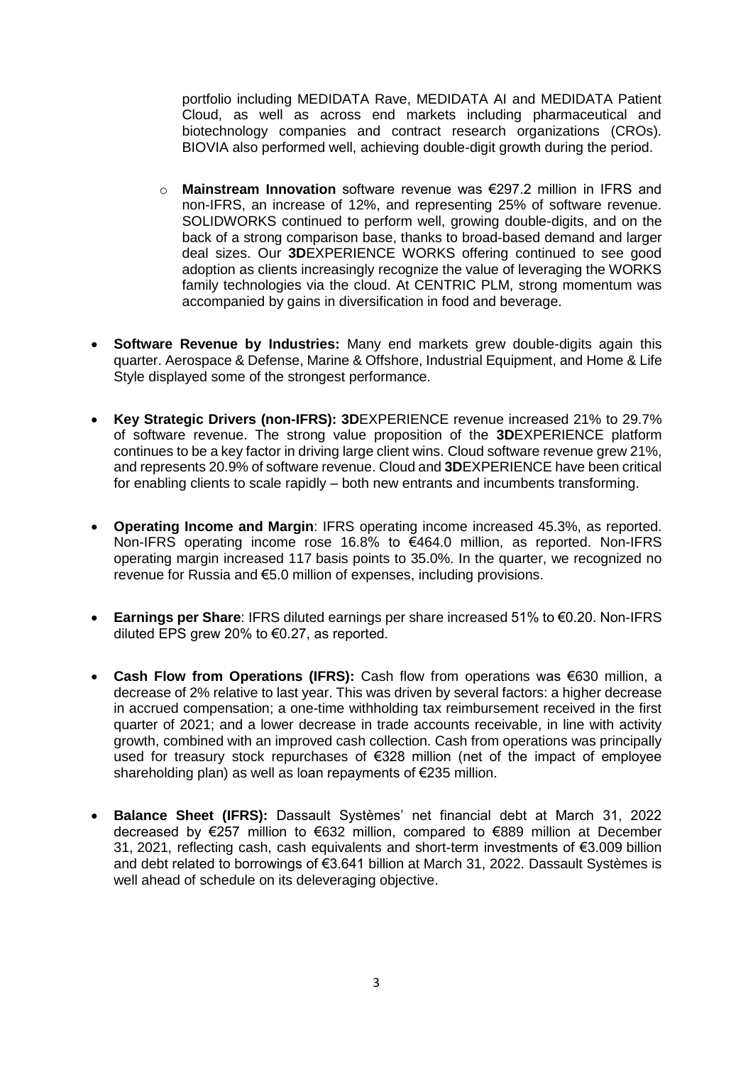portfolio including MEDIDATA Rave, MEDIDATA AI and MEDIDATA Patient Cloud, as well as across end markets including pharmaceutical and biotechnology companies and contract research organizations (CROs). BIOVIA also performed well, achieving double-digit growth during the period.

  - **Mainstream Innovation** software revenue was €297.2 million in IFRS and non-IFRS, an increase of 12%, and representing 25% of software revenue. SOLIDWORKS continued to perform well, growing double-digits, and on the back of a strong comparison base, thanks to broad-based demand and larger deal sizes. Our **3D**EXPERIENCE WORKS offering continued to see good adoption as clients increasingly recognize the value of leveraging the WORKS family technologies via the cloud. At CENTRIC PLM, strong momentum was accompanied by gains in diversification in food and beverage.

- **Software Revenue by Industries:** Many end markets grew double-digits again this quarter. Aerospace & Defense, Marine & Offshore, Industrial Equipment, and Home & Life Style displayed some of the strongest performance.

- **Key Strategic Drivers (non-IFRS): 3D**EXPERIENCE revenue increased 21% to 29.7% of software revenue. The strong value proposition of the **3D**EXPERIENCE platform continues to be a key factor in driving large client wins. Cloud software revenue grew 21%, and represents 20.9% of software revenue. Cloud and **3D**EXPERIENCE have been critical for enabling clients to scale rapidly – both new entrants and incumbents transforming.

- **Operating Income and Margin**: IFRS operating income increased 45.3%, as reported. Non-IFRS operating income rose 16.8% to €464.0 million, as reported. Non-IFRS operating margin increased 117 basis points to 35.0%. In the quarter, we recognized no revenue for Russia and €5.0 million of expenses, including provisions.

- **Earnings per Share**: IFRS diluted earnings per share increased 51% to €0.20. Non-IFRS diluted EPS grew 20% to €0.27, as reported.

- **Cash Flow from Operations (IFRS):** Cash flow from operations was €630 million, a decrease of 2% relative to last year. This was driven by several factors: a higher decrease in accrued compensation; a one-time withholding tax reimbursement received in the first quarter of 2021; and a lower decrease in trade accounts receivable, in line with activity growth, combined with an improved cash collection. Cash from operations was principally used for treasury stock repurchases of €328 million (net of the impact of employee shareholding plan) as well as loan repayments of €235 million.

- **Balance Sheet (IFRS):** Dassault Systèmes' net financial debt at March 31, 2022 decreased by €257 million to €632 million, compared to €889 million at December 31, 2021, reflecting cash, cash equivalents and short-term investments of €3.009 billion and debt related to borrowings of €3.641 billion at March 31, 2022. Dassault Systèmes is well ahead of schedule on its deleveraging objective.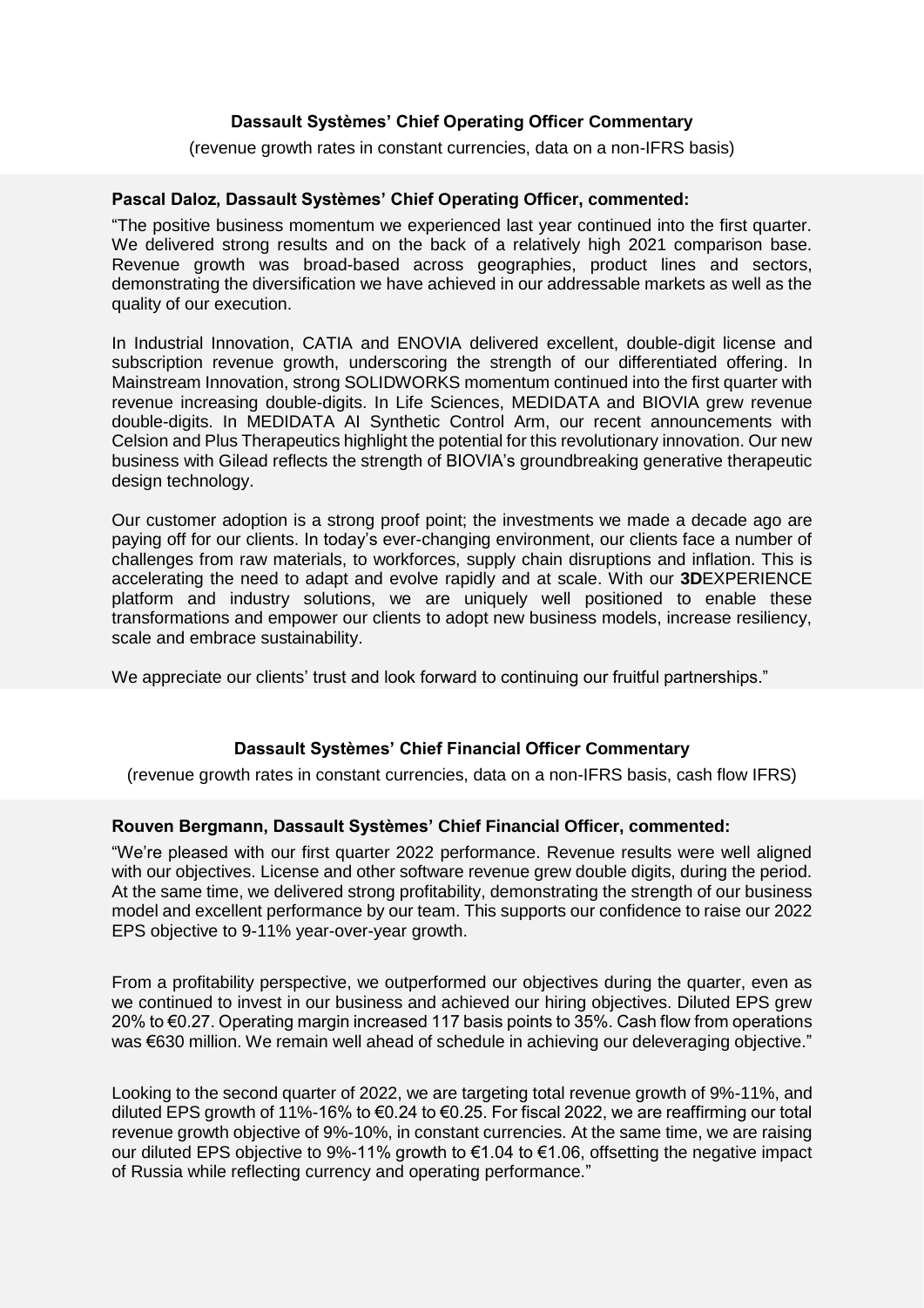### Dassault Systèmes' Chief Operating Officer Commentary

(revenue growth rates in constant currencies, data on a non-IFRS basis)

**Pascal Daloz, Dassault Systèmes' Chief Operating Officer, commented:**

"The positive business momentum we experienced last year continued into the first quarter. We delivered strong results and on the back of a relatively high 2021 comparison base. Revenue growth was broad-based across geographies, product lines and sectors, demonstrating the diversification we have achieved in our addressable markets as well as the quality of our execution.

In Industrial Innovation, CATIA and ENOVIA delivered excellent, double-digit license and subscription revenue growth, underscoring the strength of our differentiated offering. In Mainstream Innovation, strong SOLIDWORKS momentum continued into the first quarter with revenue increasing double-digits. In Life Sciences, MEDIDATA and BIOVIA grew revenue double-digits. In MEDIDATA AI Synthetic Control Arm, our recent announcements with Celsion and Plus Therapeutics highlight the potential for this revolutionary innovation. Our new business with Gilead reflects the strength of BIOVIA's groundbreaking generative therapeutic design technology.

Our customer adoption is a strong proof point; the investments we made a decade ago are paying off for our clients. In today's ever-changing environment, our clients face a number of challenges from raw materials, to workforces, supply chain disruptions and inflation. This is accelerating the need to adapt and evolve rapidly and at scale. With our **3D**EXPERIENCE platform and industry solutions, we are uniquely well positioned to enable these transformations and empower our clients to adopt new business models, increase resiliency, scale and embrace sustainability.

We appreciate our clients' trust and look forward to continuing our fruitful partnerships."

### Dassault Systèmes' Chief Financial Officer Commentary

(revenue growth rates in constant currencies, data on a non-IFRS basis, cash flow IFRS)

**Rouven Bergmann, Dassault Systèmes' Chief Financial Officer, commented:**

"We're pleased with our first quarter 2022 performance. Revenue results were well aligned with our objectives. License and other software revenue grew double digits, during the period. At the same time, we delivered strong profitability, demonstrating the strength of our business model and excellent performance by our team. This supports our confidence to raise our 2022 EPS objective to 9-11% year-over-year growth.

From a profitability perspective, we outperformed our objectives during the quarter, even as we continued to invest in our business and achieved our hiring objectives. Diluted EPS grew 20% to €0.27. Operating margin increased 117 basis points to 35%. Cash flow from operations was €630 million. We remain well ahead of schedule in achieving our deleveraging objective."

Looking to the second quarter of 2022, we are targeting total revenue growth of 9%-11%, and diluted EPS growth of 11%-16% to €0.24 to €0.25. For fiscal 2022, we are reaffirming our total revenue growth objective of 9%-10%, in constant currencies. At the same time, we are raising our diluted EPS objective to 9%-11% growth to €1.04 to €1.06, offsetting the negative impact of Russia while reflecting currency and operating performance."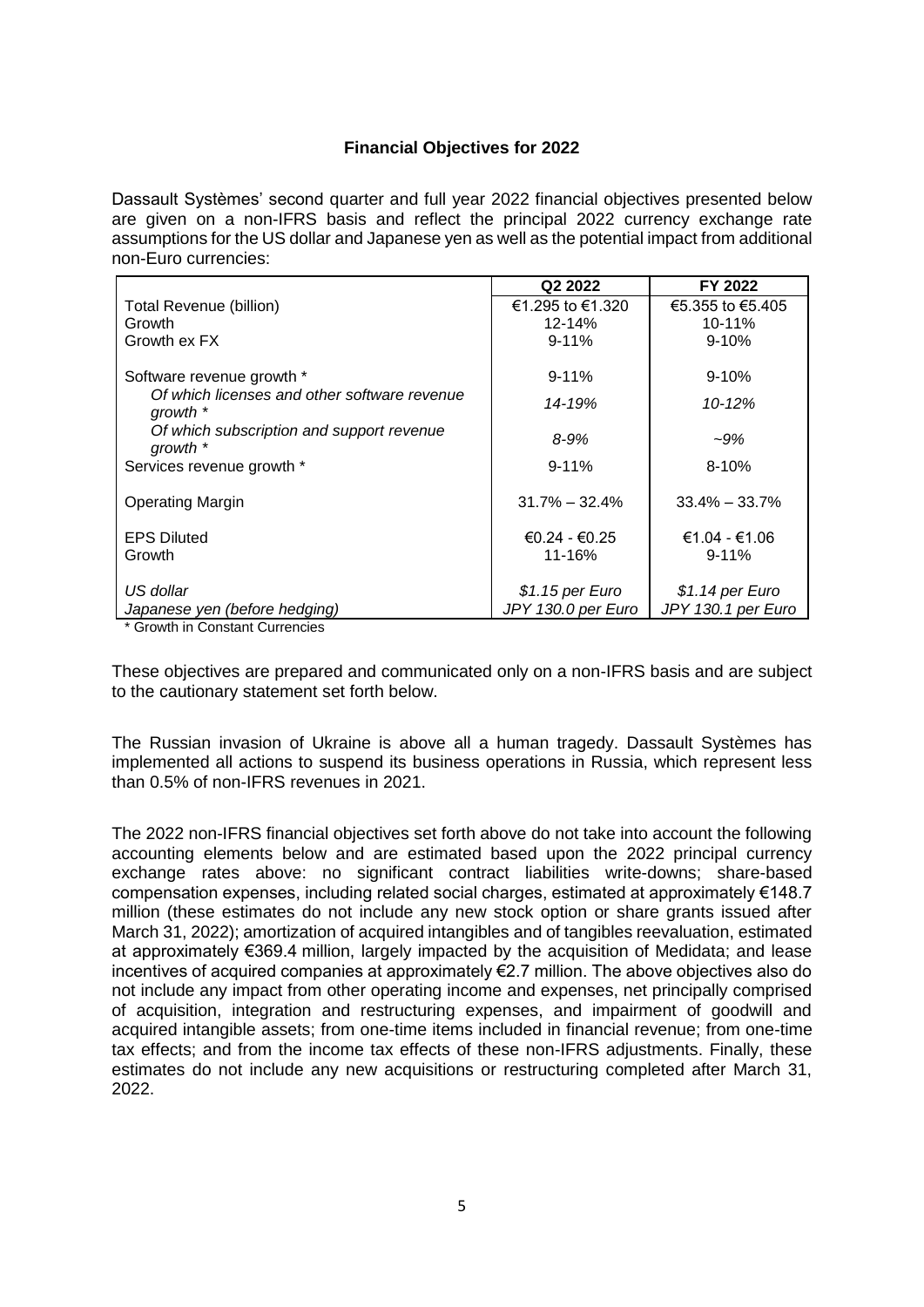**Financial Objectives for 2022**

Dassault Systèmes' second quarter and full year 2022 financial objectives presented below are given on a non-IFRS basis and reflect the principal 2022 currency exchange rate assumptions for the US dollar and Japanese yen as well as the potential impact from additional non-Euro currencies:

| | Q2 2022 | FY 2022 |
|---|---|---|
| Total Revenue (billion) | €1.295 to €1.320 | €5.355 to €5.405 |
| Growth | 12-14% | 10-11% |
| Growth ex FX | 9-11% | 9-10% |
| Software revenue growth * | 9-11% | 9-10% |
| *Of which licenses and other software revenue growth ** | *14-19%* | *10-12%* |
| *Of which subscription and support revenue growth ** | *8-9%* | *~9%* |
| Services revenue growth * | 9-11% | 8-10% |
| Operating Margin | 31.7% – 32.4% | 33.4% – 33.7% |
| EPS Diluted | €0.24 - €0.25 | €1.04 - €1.06 |
| Growth | 11-16% | 9-11% |
| *US dollar* | *$1.15 per Euro* | *$1.14 per Euro* |
| *Japanese yen (before hedging)* | *JPY 130.0 per Euro* | *JPY 130.1 per Euro* |

\* Growth in Constant Currencies

These objectives are prepared and communicated only on a non-IFRS basis and are subject to the cautionary statement set forth below.

The Russian invasion of Ukraine is above all a human tragedy. Dassault Systèmes has implemented all actions to suspend its business operations in Russia, which represent less than 0.5% of non-IFRS revenues in 2021.

The 2022 non-IFRS financial objectives set forth above do not take into account the following accounting elements below and are estimated based upon the 2022 principal currency exchange rates above: no significant contract liabilities write-downs; share-based compensation expenses, including related social charges, estimated at approximately €148.7 million (these estimates do not include any new stock option or share grants issued after March 31, 2022); amortization of acquired intangibles and of tangibles reevaluation, estimated at approximately €369.4 million, largely impacted by the acquisition of Medidata; and lease incentives of acquired companies at approximately €2.7 million. The above objectives also do not include any impact from other operating income and expenses, net principally comprised of acquisition, integration and restructuring expenses, and impairment of goodwill and acquired intangible assets; from one-time items included in financial revenue; from one-time tax effects; and from the income tax effects of these non-IFRS adjustments. Finally, these estimates do not include any new acquisitions or restructuring completed after March 31, 2022.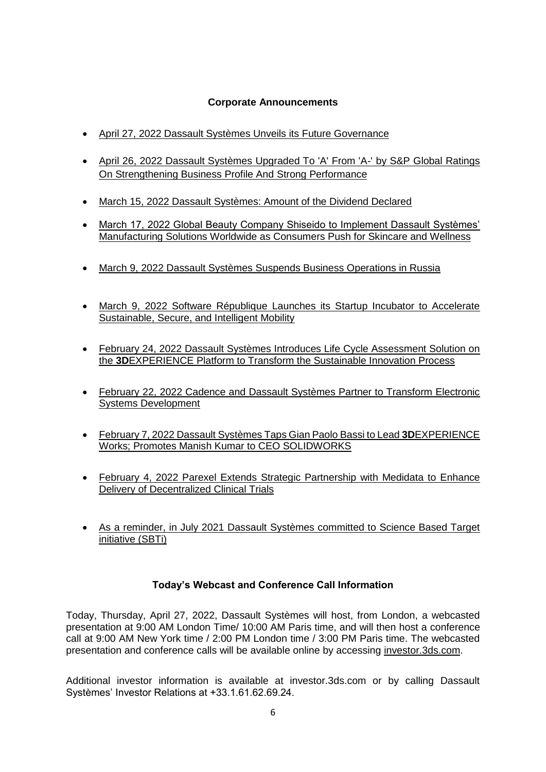## Corporate Announcements

- April 27, 2022 Dassault Systèmes Unveils its Future Governance
- April 26, 2022 Dassault Systèmes Upgraded To 'A' From 'A-' by S&P Global Ratings On Strengthening Business Profile And Strong Performance
- March 15, 2022 Dassault Systèmes: Amount of the Dividend Declared
- March 17, 2022 Global Beauty Company Shiseido to Implement Dassault Systèmes' Manufacturing Solutions Worldwide as Consumers Push for Skincare and Wellness
- March 9, 2022 Dassault Systèmes Suspends Business Operations in Russia
- March 9, 2022 Software République Launches its Startup Incubator to Accelerate Sustainable, Secure, and Intelligent Mobility
- February 24, 2022 Dassault Systèmes Introduces Life Cycle Assessment Solution on the **3D**EXPERIENCE Platform to Transform the Sustainable Innovation Process
- February 22, 2022 Cadence and Dassault Systèmes Partner to Transform Electronic Systems Development
- February 7, 2022 Dassault Systèmes Taps Gian Paolo Bassi to Lead **3D**EXPERIENCE Works; Promotes Manish Kumar to CEO SOLIDWORKS
- February 4, 2022 Parexel Extends Strategic Partnership with Medidata to Enhance Delivery of Decentralized Clinical Trials
- As a reminder, in July 2021 Dassault Systèmes committed to Science Based Target initiative (SBTi)

## Today's Webcast and Conference Call Information

Today, Thursday, April 27, 2022, Dassault Systèmes will host, from London, a webcasted presentation at 9:00 AM London Time/ 10:00 AM Paris time, and will then host a conference call at 9:00 AM New York time / 2:00 PM London time / 3:00 PM Paris time. The webcasted presentation and conference calls will be available online by accessing investor.3ds.com.

Additional investor information is available at investor.3ds.com or by calling Dassault Systèmes' Investor Relations at +33.1.61.62.69.24.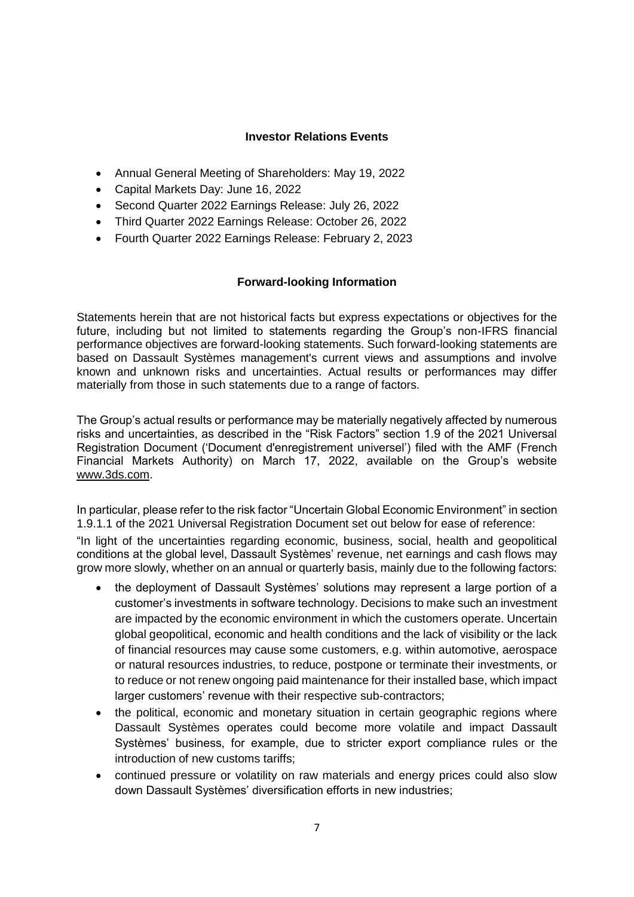## Investor Relations Events

- Annual General Meeting of Shareholders: May 19, 2022
- Capital Markets Day: June 16, 2022
- Second Quarter 2022 Earnings Release: July 26, 2022
- Third Quarter 2022 Earnings Release: October 26, 2022
- Fourth Quarter 2022 Earnings Release: February 2, 2023

## Forward-looking Information

Statements herein that are not historical facts but express expectations or objectives for the future, including but not limited to statements regarding the Group's non-IFRS financial performance objectives are forward-looking statements. Such forward-looking statements are based on Dassault Systèmes management's current views and assumptions and involve known and unknown risks and uncertainties. Actual results or performances may differ materially from those in such statements due to a range of factors.

The Group's actual results or performance may be materially negatively affected by numerous risks and uncertainties, as described in the "Risk Factors" section 1.9 of the 2021 Universal Registration Document ('Document d'enregistrement universel') filed with the AMF (French Financial Markets Authority) on March 17, 2022, available on the Group's website www.3ds.com.

In particular, please refer to the risk factor "Uncertain Global Economic Environment" in section 1.9.1.1 of the 2021 Universal Registration Document set out below for ease of reference:

"In light of the uncertainties regarding economic, business, social, health and geopolitical conditions at the global level, Dassault Systèmes' revenue, net earnings and cash flows may grow more slowly, whether on an annual or quarterly basis, mainly due to the following factors:

- the deployment of Dassault Systèmes' solutions may represent a large portion of a customer's investments in software technology. Decisions to make such an investment are impacted by the economic environment in which the customers operate. Uncertain global geopolitical, economic and health conditions and the lack of visibility or the lack of financial resources may cause some customers, e.g. within automotive, aerospace or natural resources industries, to reduce, postpone or terminate their investments, or to reduce or not renew ongoing paid maintenance for their installed base, which impact larger customers' revenue with their respective sub-contractors;
- the political, economic and monetary situation in certain geographic regions where Dassault Systèmes operates could become more volatile and impact Dassault Systèmes' business, for example, due to stricter export compliance rules or the introduction of new customs tariffs;
- continued pressure or volatility on raw materials and energy prices could also slow down Dassault Systèmes' diversification efforts in new industries;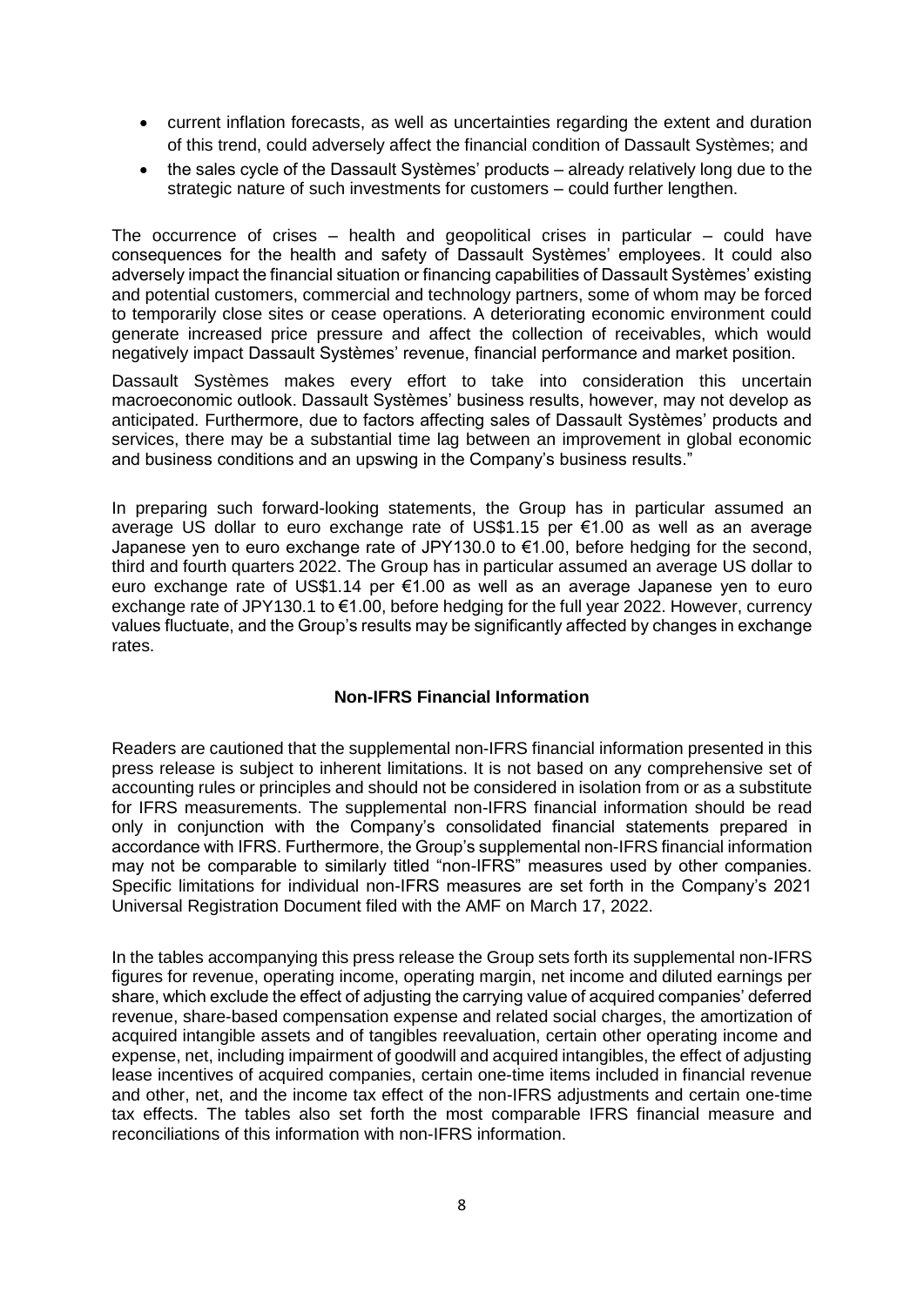- current inflation forecasts, as well as uncertainties regarding the extent and duration of this trend, could adversely affect the financial condition of Dassault Systèmes; and
- the sales cycle of the Dassault Systèmes' products – already relatively long due to the strategic nature of such investments for customers – could further lengthen.

The occurrence of crises – health and geopolitical crises in particular – could have consequences for the health and safety of Dassault Systèmes' employees. It could also adversely impact the financial situation or financing capabilities of Dassault Systèmes' existing and potential customers, commercial and technology partners, some of whom may be forced to temporarily close sites or cease operations. A deteriorating economic environment could generate increased price pressure and affect the collection of receivables, which would negatively impact Dassault Systèmes' revenue, financial performance and market position.

Dassault Systèmes makes every effort to take into consideration this uncertain macroeconomic outlook. Dassault Systèmes' business results, however, may not develop as anticipated. Furthermore, due to factors affecting sales of Dassault Systèmes' products and services, there may be a substantial time lag between an improvement in global economic and business conditions and an upswing in the Company's business results."

In preparing such forward-looking statements, the Group has in particular assumed an average US dollar to euro exchange rate of US$1.15 per €1.00 as well as an average Japanese yen to euro exchange rate of JPY130.0 to €1.00, before hedging for the second, third and fourth quarters 2022. The Group has in particular assumed an average US dollar to euro exchange rate of US$1.14 per €1.00 as well as an average Japanese yen to euro exchange rate of JPY130.1 to €1.00, before hedging for the full year 2022. However, currency values fluctuate, and the Group's results may be significantly affected by changes in exchange rates.

## Non-IFRS Financial Information

Readers are cautioned that the supplemental non-IFRS financial information presented in this press release is subject to inherent limitations. It is not based on any comprehensive set of accounting rules or principles and should not be considered in isolation from or as a substitute for IFRS measurements. The supplemental non-IFRS financial information should be read only in conjunction with the Company's consolidated financial statements prepared in accordance with IFRS. Furthermore, the Group's supplemental non-IFRS financial information may not be comparable to similarly titled "non-IFRS" measures used by other companies. Specific limitations for individual non-IFRS measures are set forth in the Company's 2021 Universal Registration Document filed with the AMF on March 17, 2022.

In the tables accompanying this press release the Group sets forth its supplemental non-IFRS figures for revenue, operating income, operating margin, net income and diluted earnings per share, which exclude the effect of adjusting the carrying value of acquired companies' deferred revenue, share-based compensation expense and related social charges, the amortization of acquired intangible assets and of tangibles reevaluation, certain other operating income and expense, net, including impairment of goodwill and acquired intangibles, the effect of adjusting lease incentives of acquired companies, certain one-time items included in financial revenue and other, net, and the income tax effect of the non-IFRS adjustments and certain one-time tax effects. The tables also set forth the most comparable IFRS financial measure and reconciliations of this information with non-IFRS information.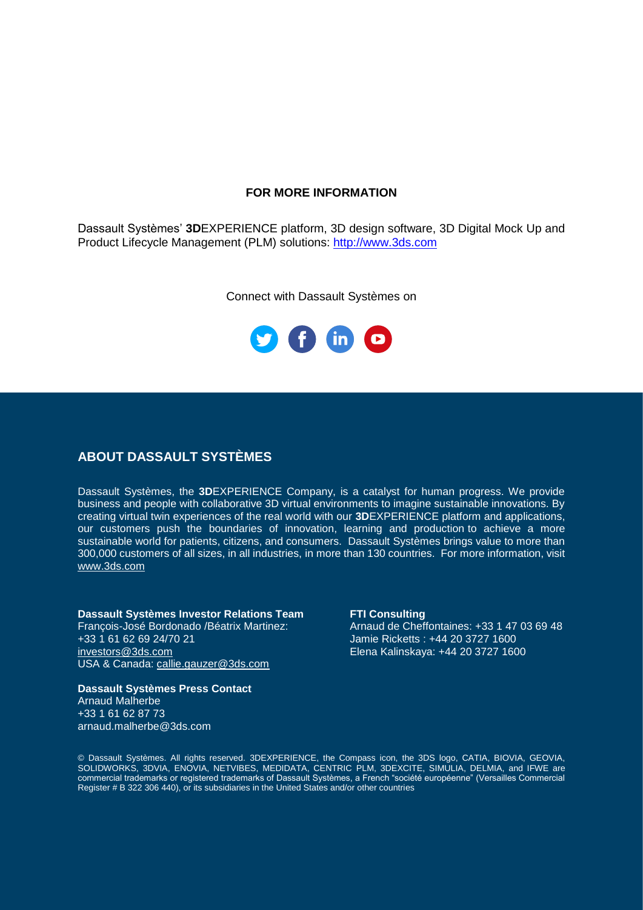**FOR MORE INFORMATION**

Dassault Systèmes' **3D**EXPERIENCE platform, 3D design software, 3D Digital Mock Up and Product Lifecycle Management (PLM) solutions: http://www.3ds.com

Connect with Dassault Systèmes on

## ABOUT DASSAULT SYSTÈMES

Dassault Systèmes, the **3D**EXPERIENCE Company, is a catalyst for human progress. We provide business and people with collaborative 3D virtual environments to imagine sustainable innovations. By creating virtual twin experiences of the real world with our **3D**EXPERIENCE platform and applications, our customers push the boundaries of innovation, learning and production to achieve a more sustainable world for patients, citizens, and consumers. Dassault Systèmes brings value to more than 300,000 customers of all sizes, in all industries, in more than 130 countries. For more information, visit www.3ds.com

**Dassault Systèmes Investor Relations Team**
François-José Bordonado /Béatrix Martinez:
+33 1 61 62 69 24/70 21
investors@3ds.com
USA & Canada: callie.gauzer@3ds.com

**Dassault Systèmes Press Contact**
Arnaud Malherbe
+33 1 61 62 87 73
arnaud.malherbe@3ds.com

**FTI Consulting**
Arnaud de Cheffontaines: +33 1 47 03 69 48
Jamie Ricketts : +44 20 3727 1600
Elena Kalinskaya: +44 20 3727 1600

© Dassault Systèmes. All rights reserved. 3DEXPERIENCE, the Compass icon, the 3DS logo, CATIA, BIOVIA, GEOVIA, SOLIDWORKS, 3DVIA, ENOVIA, NETVIBES, MEDIDATA, CENTRIC PLM, 3DEXCITE, SIMULIA, DELMIA, and IFWE are commercial trademarks or registered trademarks of Dassault Systèmes, a French "société européenne" (Versailles Commercial Register # B 322 306 440), or its subsidiaries in the United States and/or other countries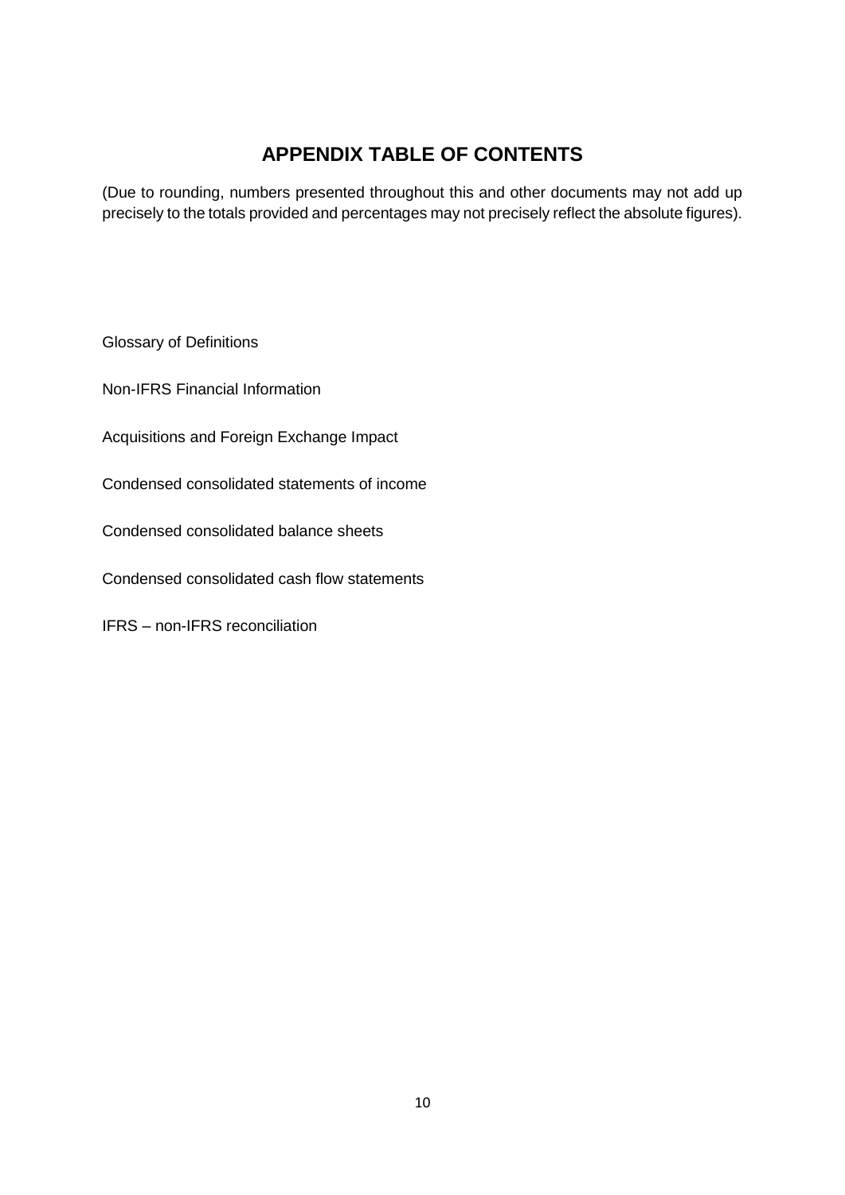# APPENDIX TABLE OF CONTENTS

(Due to rounding, numbers presented throughout this and other documents may not add up precisely to the totals provided and percentages may not precisely reflect the absolute figures).

Glossary of Definitions

Non-IFRS Financial Information

Acquisitions and Foreign Exchange Impact

Condensed consolidated statements of income

Condensed consolidated balance sheets

Condensed consolidated cash flow statements

IFRS – non-IFRS reconciliation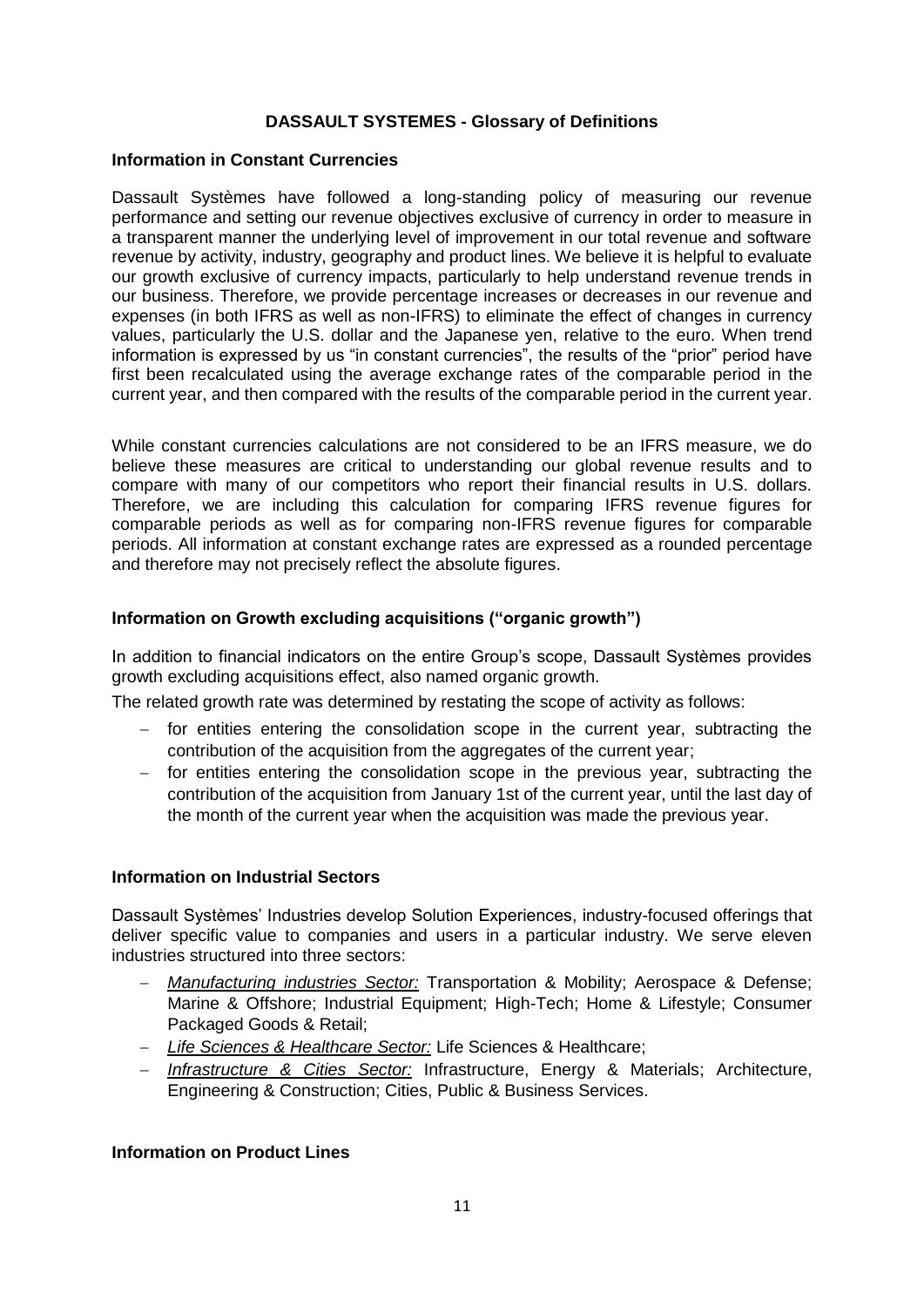## DASSAULT SYSTEMES - Glossary of Definitions

### Information in Constant Currencies

Dassault Systèmes have followed a long-standing policy of measuring our revenue performance and setting our revenue objectives exclusive of currency in order to measure in a transparent manner the underlying level of improvement in our total revenue and software revenue by activity, industry, geography and product lines. We believe it is helpful to evaluate our growth exclusive of currency impacts, particularly to help understand revenue trends in our business. Therefore, we provide percentage increases or decreases in our revenue and expenses (in both IFRS as well as non-IFRS) to eliminate the effect of changes in currency values, particularly the U.S. dollar and the Japanese yen, relative to the euro. When trend information is expressed by us "in constant currencies", the results of the "prior" period have first been recalculated using the average exchange rates of the comparable period in the current year, and then compared with the results of the comparable period in the current year.

While constant currencies calculations are not considered to be an IFRS measure, we do believe these measures are critical to understanding our global revenue results and to compare with many of our competitors who report their financial results in U.S. dollars. Therefore, we are including this calculation for comparing IFRS revenue figures for comparable periods as well as for comparing non-IFRS revenue figures for comparable periods. All information at constant exchange rates are expressed as a rounded percentage and therefore may not precisely reflect the absolute figures.

### Information on Growth excluding acquisitions ("organic growth")

In addition to financial indicators on the entire Group's scope, Dassault Systèmes provides growth excluding acquisitions effect, also named organic growth.

The related growth rate was determined by restating the scope of activity as follows:

- for entities entering the consolidation scope in the current year, subtracting the contribution of the acquisition from the aggregates of the current year;
- for entities entering the consolidation scope in the previous year, subtracting the contribution of the acquisition from January 1st of the current year, until the last day of the month of the current year when the acquisition was made the previous year.

### Information on Industrial Sectors

Dassault Systèmes' Industries develop Solution Experiences, industry-focused offerings that deliver specific value to companies and users in a particular industry. We serve eleven industries structured into three sectors:

- *Manufacturing industries Sector:* Transportation & Mobility; Aerospace & Defense; Marine & Offshore; Industrial Equipment; High-Tech; Home & Lifestyle; Consumer Packaged Goods & Retail;
- *Life Sciences & Healthcare Sector:* Life Sciences & Healthcare;
- *Infrastructure & Cities Sector:* Infrastructure, Energy & Materials; Architecture, Engineering & Construction; Cities, Public & Business Services.

### Information on Product Lines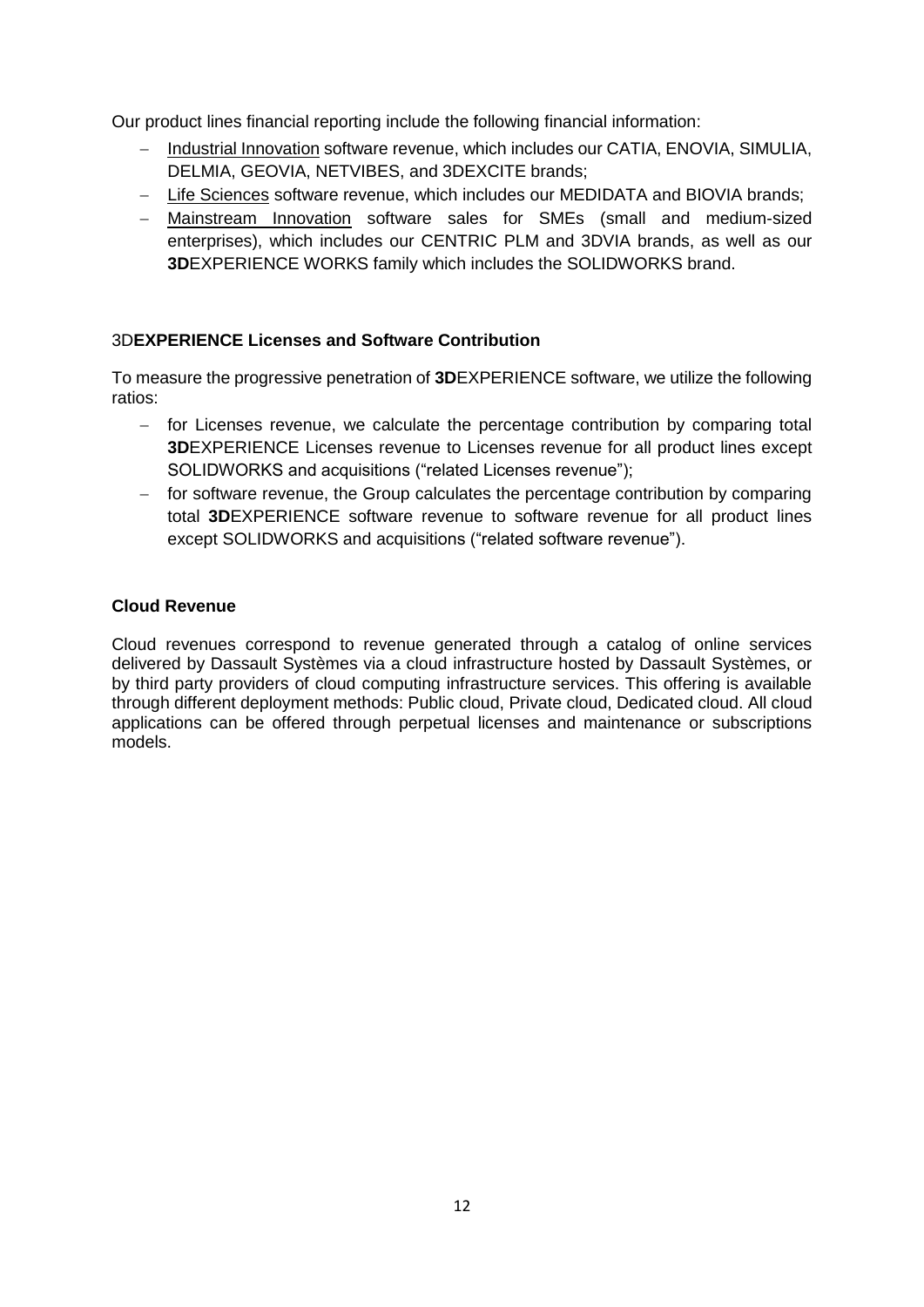Our product lines financial reporting include the following financial information:

- Industrial Innovation software revenue, which includes our CATIA, ENOVIA, SIMULIA, DELMIA, GEOVIA, NETVIBES, and 3DEXCITE brands;
- Life Sciences software revenue, which includes our MEDIDATA and BIOVIA brands;
- Mainstream Innovation software sales for SMEs (small and medium-sized enterprises), which includes our CENTRIC PLM and 3DVIA brands, as well as our **3D**EXPERIENCE WORKS family which includes the SOLIDWORKS brand.

### 3D**EXPERIENCE Licenses and Software Contribution**

To measure the progressive penetration of **3D**EXPERIENCE software, we utilize the following ratios:

- for Licenses revenue, we calculate the percentage contribution by comparing total **3D**EXPERIENCE Licenses revenue to Licenses revenue for all product lines except SOLIDWORKS and acquisitions ("related Licenses revenue");
- for software revenue, the Group calculates the percentage contribution by comparing total **3D**EXPERIENCE software revenue to software revenue for all product lines except SOLIDWORKS and acquisitions ("related software revenue").

### Cloud Revenue

Cloud revenues correspond to revenue generated through a catalog of online services delivered by Dassault Systèmes via a cloud infrastructure hosted by Dassault Systèmes, or by third party providers of cloud computing infrastructure services. This offering is available through different deployment methods: Public cloud, Private cloud, Dedicated cloud. All cloud applications can be offered through perpetual licenses and maintenance or subscriptions models.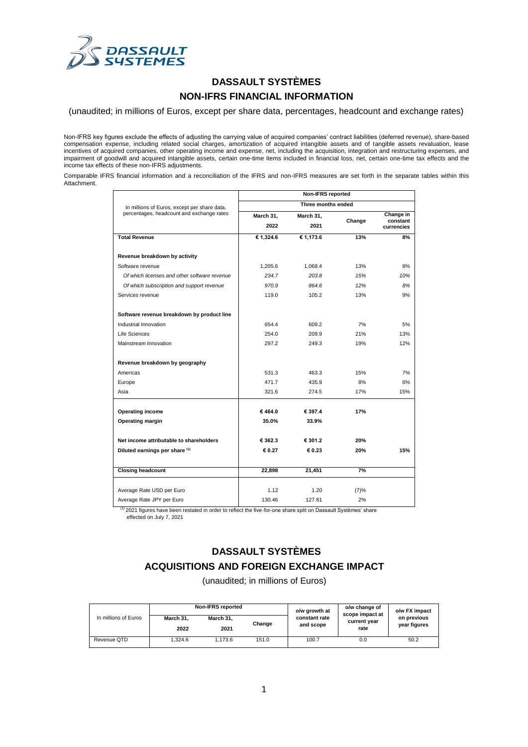# DASSAULT SYSTÈMES

## NON-IFRS FINANCIAL INFORMATION

(unaudited; in millions of Euros, except per share data, percentages, headcount and exchange rates)

Non-IFRS key figures exclude the effects of adjusting the carrying value of acquired companies' contract liabilities (deferred revenue), share-based compensation expense, including related social charges, amortization of acquired intangible assets and of tangible assets revaluation, lease incentives of acquired companies, other operating income and expense, net, including the acquisition, integration and restructuring expenses, and impairment of goodwill and acquired intangible assets, certain one-time items included in financial loss, net, certain one-time tax effects and the income tax effects of these non-IFRS adjustments.

Comparable IFRS financial information and a reconciliation of the IFRS and non-IFRS measures are set forth in the separate tables within this Attachment.

| In millions of Euros, except per share data, percentages, headcount and exchange rates | Non-IFRS reported | | | |
|---|---|---|---|---|
| | Three months ended | | | |
| | March 31, 2022 | March 31, 2021 | Change | Change in constant currencies |
| **Total Revenue** | **€ 1,324.6** | **€ 1,173.6** | **13%** | **8%** |
| | | | | |
| **Revenue breakdown by activity** | | | | |
| Software revenue | 1,205.6 | 1,068.4 | 13% | 8% |
| *Of which licenses and other software revenue* | *234.7* | *203.8* | *15%* | *10%* |
| *Of which subscription and support revenue* | *970.9* | *864.6* | *12%* | *8%* |
| Services revenue | 119.0 | 105.2 | 13% | 9% |
| | | | | |
| **Software revenue breakdown by product line** | | | | |
| Industrial Innovation | 654.4 | 609.2 | 7% | 5% |
| Life Sciences | 254.0 | 209.9 | 21% | 13% |
| Mainstream Innovation | 297.2 | 249.3 | 19% | 12% |
| | | | | |
| **Revenue breakdown by geography** | | | | |
| Americas | 531.3 | 463.3 | 15% | 7% |
| Europe | 471.7 | 435.9 | 8% | 6% |
| Asia | 321.6 | 274.5 | 17% | 15% |
| | | | | |
| **Operating income** | **€ 464.0** | **€ 397.4** | **17%** | |
| **Operating margin** | **35.0%** | **33.9%** | | |
| | | | | |
| **Net income attributable to shareholders** | **€ 362.3** | **€ 301.2** | **20%** | |
| **Diluted earnings per share [(1)]** | **€ 0.27** | **€ 0.23** | **20%** | **15%** |
| | | | | |
| **Closing headcount** | **22,898** | **21,451** | **7%** | |
| | | | | |
| Average Rate USD per Euro | 1.12 | 1.20 | (7)% | |
| Average Rate JPY per Euro | 130.46 | 127.81 | 2% | |

[(1)] 2021 figures have been restated in order to reflect the five-for-one share split on Dassault Systèmes' share effected on July 7, 2021

# DASSAULT SYSTÈMES

## ACQUISITIONS AND FOREIGN EXCHANGE IMPACT

(unaudited; in millions of Euros)

| In millions of Euros | Non-IFRS reported | | | o/w growth at constant rate and scope | o/w change of scope impact at current year rate | o/w FX impact on previous year figures |
|---|---|---|---|---|---|---|
| | March 31, 2022 | March 31, 2021 | Change | | | |
| Revenue QTD | 1,324.6 | 1,173.6 | 151.0 | 100.7 | 0.0 | 50.2 |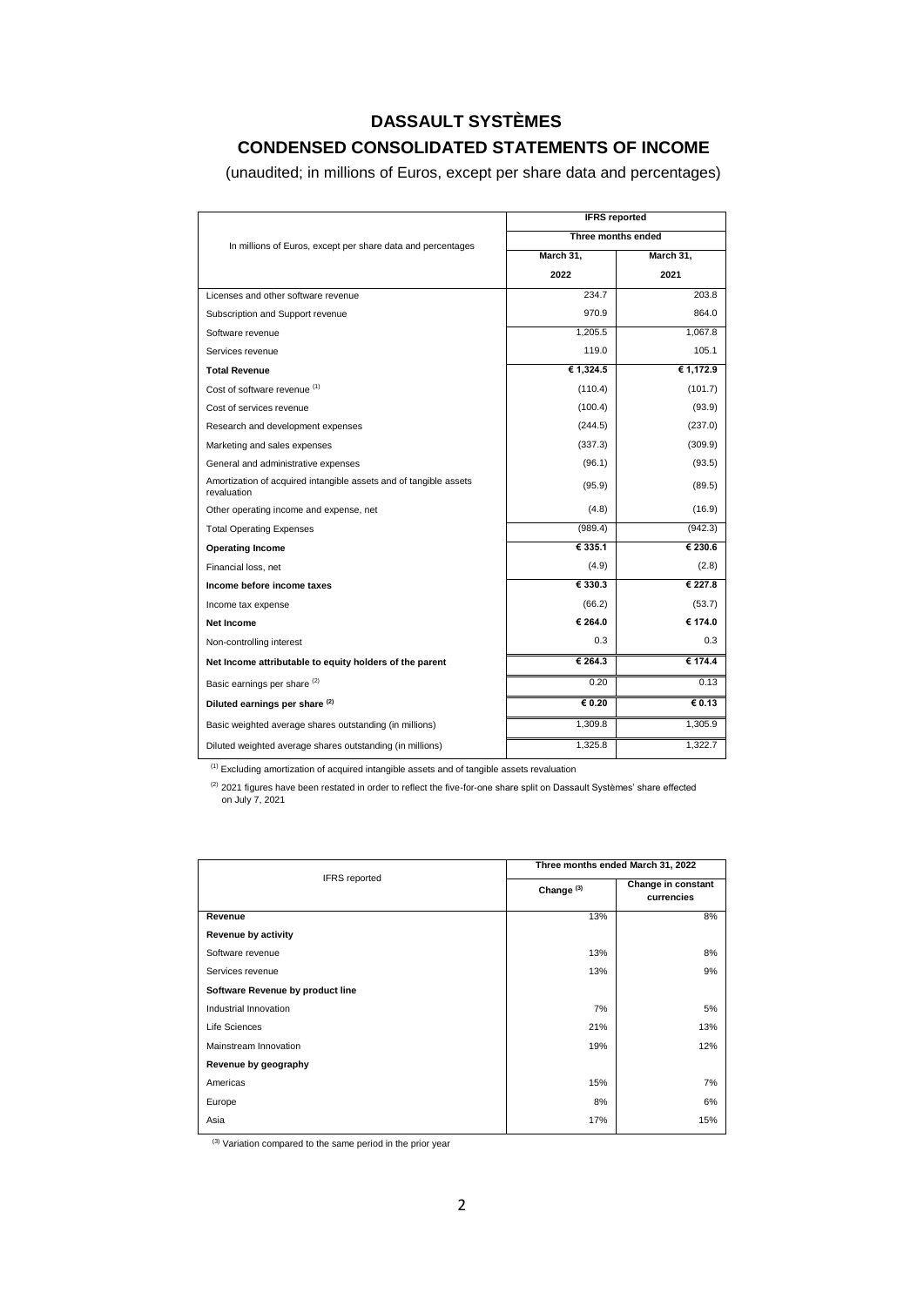# DASSAULT SYSTÈMES

## CONDENSED CONSOLIDATED STATEMENTS OF INCOME

(unaudited; in millions of Euros, except per share data and percentages)

| In millions of Euros, except per share data and percentages | IFRS reported | |
|---|---|---|
| | Three months ended | |
| | March 31, 2022 | March 31, 2021 |
| Licenses and other software revenue | 234.7 | 203.8 |
| Subscription and Support revenue | 970.9 | 864.0 |
| Software revenue | 1,205.5 | 1,067.8 |
| Services revenue | 119.0 | 105.1 |
| **Total Revenue** | **€ 1,324.5** | **€ 1,172.9** |
| Cost of software revenue [(1)] | (110.4) | (101.7) |
| Cost of services revenue | (100.4) | (93.9) |
| Research and development expenses | (244.5) | (237.0) |
| Marketing and sales expenses | (337.3) | (309.9) |
| General and administrative expenses | (96.1) | (93.5) |
| Amortization of acquired intangible assets and of tangible assets revaluation | (95.9) | (89.5) |
| Other operating income and expense, net | (4.8) | (16.9) |
| Total Operating Expenses | (989.4) | (942.3) |
| **Operating Income** | **€ 335.1** | **€ 230.6** |
| Financial loss, net | (4.9) | (2.8) |
| **Income before income taxes** | **€ 330.3** | **€ 227.8** |
| Income tax expense | (66.2) | (53.7) |
| **Net Income** | **€ 264.0** | **€ 174.0** |
| Non-controlling interest | 0.3 | 0.3 |
| **Net Income attributable to equity holders of the parent** | **€ 264.3** | **€ 174.4** |
| Basic earnings per share [(2)] | 0.20 | 0.13 |
| **Diluted earnings per share [(2)]** | **€ 0.20** | **€ 0.13** |
| Basic weighted average shares outstanding (in millions) | 1,309.8 | 1,305.9 |
| Diluted weighted average shares outstanding (in millions) | 1,325.8 | 1,322.7 |

[(1)] Excluding amortization of acquired intangible assets and of tangible assets revaluation

[(2)] 2021 figures have been restated in order to reflect the five-for-one share split on Dassault Systèmes' share effected on July 7, 2021

| IFRS reported | Three months ended March 31, 2022 | |
|---|---|---|
| | Change [(3)] | Change in constant currencies |
| **Revenue** | 13% | 8% |
| **Revenue by activity** | | |
| Software revenue | 13% | 8% |
| Services revenue | 13% | 9% |
| **Software Revenue by product line** | | |
| Industrial Innovation | 7% | 5% |
| Life Sciences | 21% | 13% |
| Mainstream Innovation | 19% | 12% |
| **Revenue by geography** | | |
| Americas | 15% | 7% |
| Europe | 8% | 6% |
| Asia | 17% | 15% |

[(3)] Variation compared to the same period in the prior year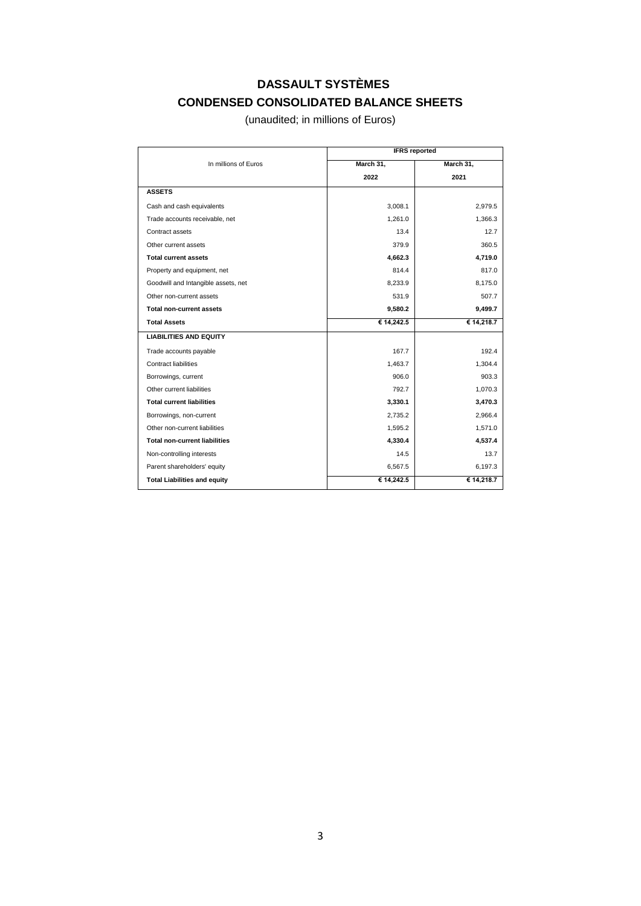# DASSAULT SYSTÈMES

## CONDENSED CONSOLIDATED BALANCE SHEETS

(unaudited; in millions of Euros)

| In millions of Euros | IFRS reported | |
|---|---|---|
| | March 31, 2022 | March 31, 2021 |
| **ASSETS** | | |
| Cash and cash equivalents | 3,008.1 | 2,979.5 |
| Trade accounts receivable, net | 1,261.0 | 1,366.3 |
| Contract assets | 13.4 | 12.7 |
| Other current assets | 379.9 | 360.5 |
| **Total current assets** | **4,662.3** | **4,719.0** |
| Property and equipment, net | 814.4 | 817.0 |
| Goodwill and Intangible assets, net | 8,233.9 | 8,175.0 |
| Other non-current assets | 531.9 | 507.7 |
| **Total non-current assets** | **9,580.2** | **9,499.7** |
| **Total Assets** | **€ 14,242.5** | **€ 14,218.7** |
| **LIABILITIES AND EQUITY** | | |
| Trade accounts payable | 167.7 | 192.4 |
| Contract liabilities | 1,463.7 | 1,304.4 |
| Borrowings, current | 906.0 | 903.3 |
| Other current liabilities | 792.7 | 1,070.3 |
| **Total current liabilities** | **3,330.1** | **3,470.3** |
| Borrowings, non-current | 2,735.2 | 2,966.4 |
| Other non-current liabilities | 1,595.2 | 1,571.0 |
| **Total non-current liabilities** | **4,330.4** | **4,537.4** |
| Non-controlling interests | 14.5 | 13.7 |
| Parent shareholders' equity | 6,567.5 | 6,197.3 |
| **Total Liabilities and equity** | **€ 14,242.5** | **€ 14,218.7** |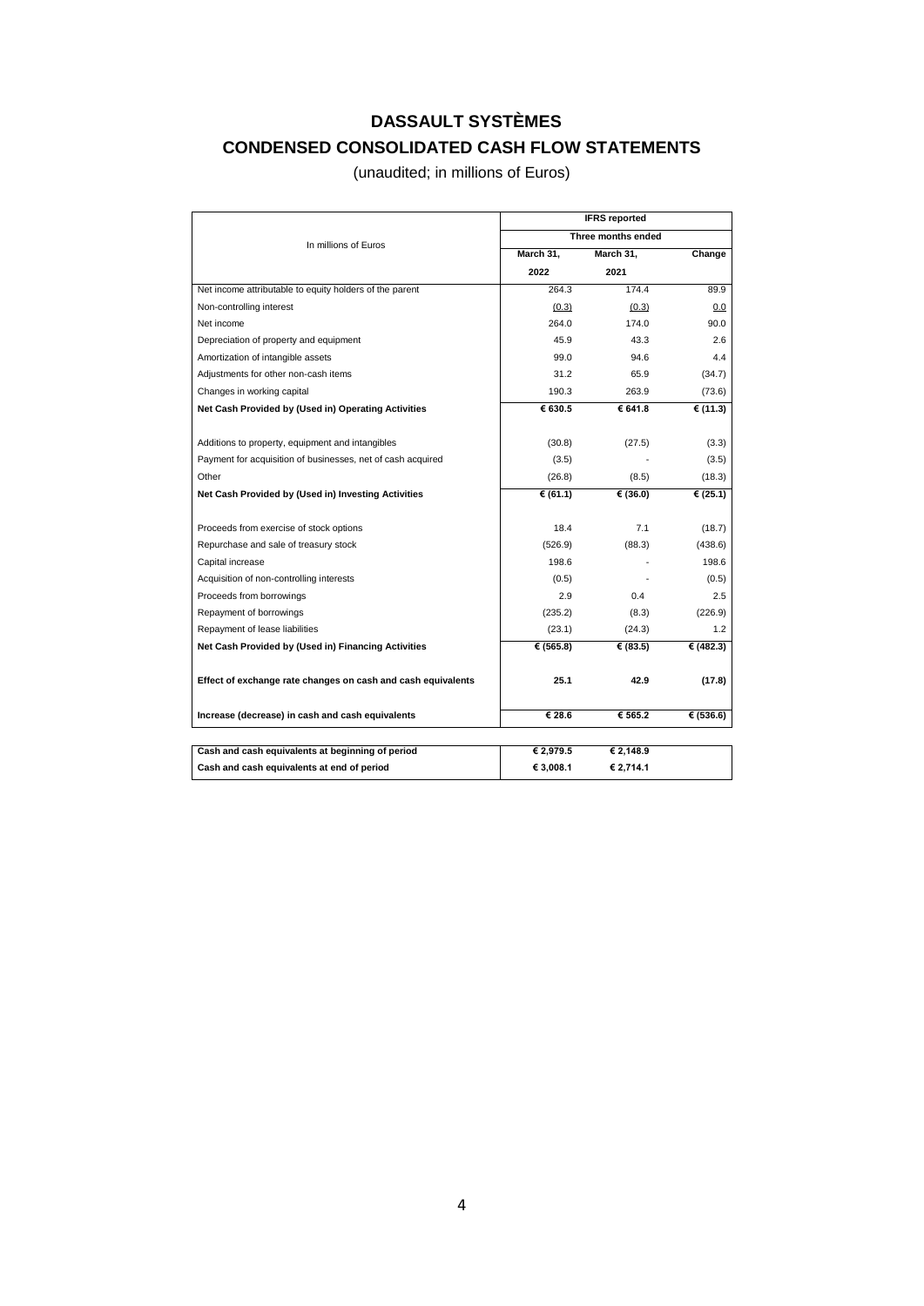# DASSAULT SYSTÈMES

## CONDENSED CONSOLIDATED CASH FLOW STATEMENTS

(unaudited; in millions of Euros)

| In millions of Euros | IFRS reported | | |
|---|---|---|---|
| | Three months ended | | |
| | March 31, 2022 | March 31, 2021 | Change |
| Net income attributable to equity holders of the parent | 264.3 | 174.4 | 89.9 |
| Non-controlling interest | (0.3) | (0.3) | 0.0 |
| Net income | 264.0 | 174.0 | 90.0 |
| Depreciation of property and equipment | 45.9 | 43.3 | 2.6 |
| Amortization of intangible assets | 99.0 | 94.6 | 4.4 |
| Adjustments for other non-cash items | 31.2 | 65.9 | (34.7) |
| Changes in working capital | 190.3 | 263.9 | (73.6) |
| **Net Cash Provided by (Used in) Operating Activities** | **€ 630.5** | **€ 641.8** | **€ (11.3)** |
| Additions to property, equipment and intangibles | (30.8) | (27.5) | (3.3) |
| Payment for acquisition of businesses, net of cash acquired | (3.5) | - | (3.5) |
| Other | (26.8) | (8.5) | (18.3) |
| **Net Cash Provided by (Used in) Investing Activities** | **€ (61.1)** | **€ (36.0)** | **€ (25.1)** |
| Proceeds from exercise of stock options | 18.4 | 7.1 | (18.7) |
| Repurchase and sale of treasury stock | (526.9) | (88.3) | (438.6) |
| Capital increase | 198.6 | - | 198.6 |
| Acquisition of non-controlling interests | (0.5) | - | (0.5) |
| Proceeds from borrowings | 2.9 | 0.4 | 2.5 |
| Repayment of borrowings | (235.2) | (8.3) | (226.9) |
| Repayment of lease liabilities | (23.1) | (24.3) | 1.2 |
| **Net Cash Provided by (Used in) Financing Activities** | **€ (565.8)** | **€ (83.5)** | **€ (482.3)** |
| **Effect of exchange rate changes on cash and cash equivalents** | **25.1** | **42.9** | **(17.8)** |
| **Increase (decrease) in cash and cash equivalents** | **€ 28.6** | **€ 565.2** | **€ (536.6)** |

| | | |
|---|---|---|
| **Cash and cash equivalents at beginning of period** | **€ 2,979.5** | **€ 2,148.9** |
| **Cash and cash equivalents at end of period** | **€ 3,008.1** | **€ 2,714.1** |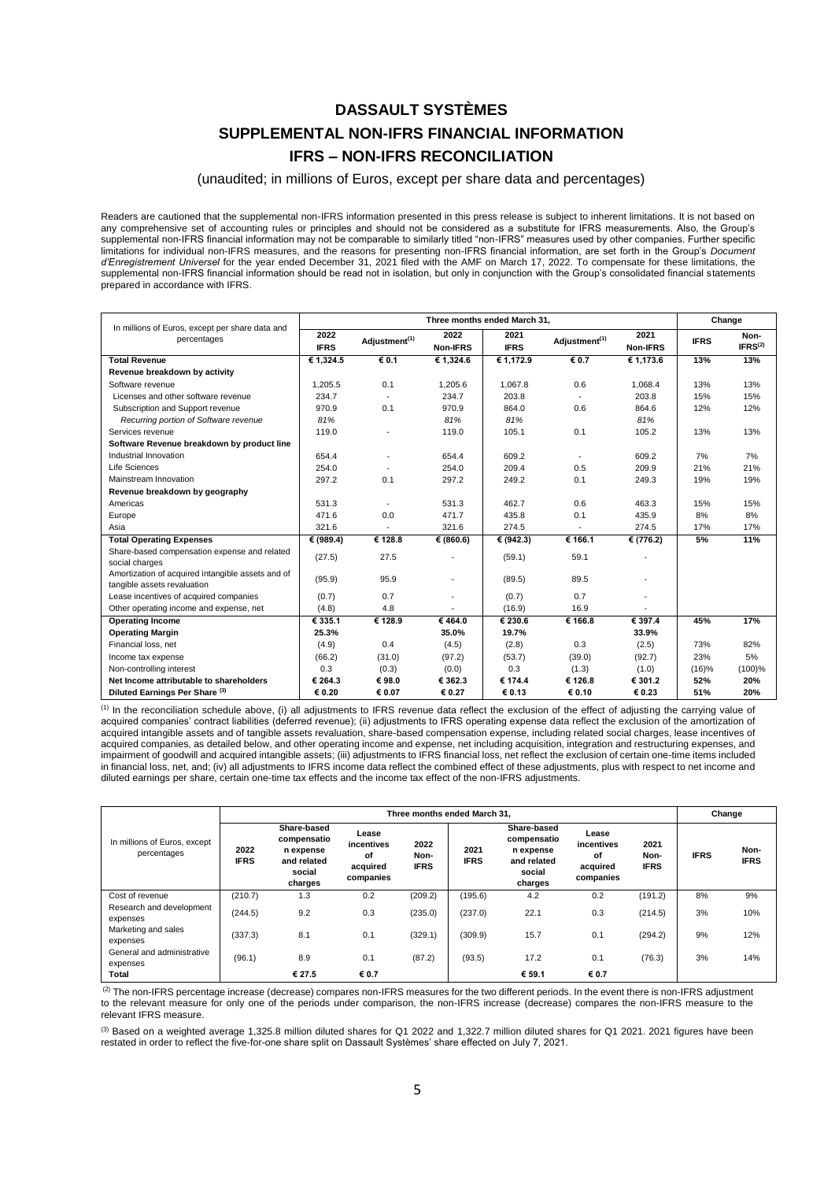# DASSAULT SYSTÈMES

# SUPPLEMENTAL NON-IFRS FINANCIAL INFORMATION

# IFRS – NON-IFRS RECONCILIATION

(unaudited; in millions of Euros, except per share data and percentages)

Readers are cautioned that the supplemental non-IFRS information presented in this press release is subject to inherent limitations. It is not based on any comprehensive set of accounting rules or principles and should not be considered as a substitute for IFRS measurements. Also, the Group's supplemental non-IFRS financial information may not be comparable to similarly titled "non-IFRS" measures used by other companies. Further specific limitations for individual non-IFRS measures, and the reasons for presenting non-IFRS financial information, are set forth in the Group's *Document d'Enregistrement Universel* for the year ended December 31, 2021 filed with the AMF on March 17, 2022. To compensate for these limitations, the supplemental non-IFRS financial information should be read not in isolation, but only in conjunction with the Group's consolidated financial statements prepared in accordance with IFRS.

| In millions of Euros, except per share data and percentages | Three months ended March 31, | | | | | | Change | |
|---|---|---|---|---|---|---|---|---|
| | 2022 IFRS | Adjustment(1) | 2022 Non-IFRS | 2021 IFRS | Adjustment(1) | 2021 Non-IFRS | IFRS | Non-IFRS(2) |
| **Total Revenue** | **€ 1,324.5** | **€ 0.1** | **€ 1,324.6** | **€ 1,172.9** | **€ 0.7** | **€ 1,173.6** | **13%** | **13%** |
| **Revenue breakdown by activity** | | | | | | | | |
| Software revenue | 1,205.5 | 0.1 | 1,205.6 | 1,067.8 | 0.6 | 1,068.4 | 13% | 13% |
| Licenses and other software revenue | 234.7 | - | 234.7 | 203.8 | - | 203.8 | 15% | 15% |
| Subscription and Support revenue | 970.9 | 0.1 | 970.9 | 864.0 | 0.6 | 864.6 | 12% | 12% |
| *Recurring portion of Software revenue* | *81%* | | *81%* | *81%* | | *81%* | | |
| Services revenue | 119.0 | - | 119.0 | 105.1 | 0.1 | 105.2 | 13% | 13% |
| **Software Revenue breakdown by product line** | | | | | | | | |
| Industrial Innovation | 654.4 | - | 654.4 | 609.2 | - | 609.2 | 7% | 7% |
| Life Sciences | 254.0 | - | 254.0 | 209.4 | 0.5 | 209.9 | 21% | 21% |
| Mainstream Innovation | 297.2 | 0.1 | 297.2 | 249.2 | 0.1 | 249.3 | 19% | 19% |
| **Revenue breakdown by geography** | | | | | | | | |
| Americas | 531.3 | - | 531.3 | 462.7 | 0.6 | 463.3 | 15% | 15% |
| Europe | 471.6 | 0.0 | 471.7 | 435.8 | 0.1 | 435.9 | 8% | 8% |
| Asia | 321.6 | - | 321.6 | 274.5 | - | 274.5 | 17% | 17% |
| **Total Operating Expenses** | **€ (989.4)** | **€ 128.8** | **€ (860.6)** | **€ (942.3)** | **€ 166.1** | **€ (776.2)** | **5%** | **11%** |
| Share-based compensation expense and related social charges | (27.5) | 27.5 | - | (59.1) | 59.1 | - | | |
| Amortization of acquired intangible assets and of tangible assets revaluation | (95.9) | 95.9 | - | (89.5) | 89.5 | - | | |
| Lease incentives of acquired companies | (0.7) | 0.7 | - | (0.7) | 0.7 | - | | |
| Other operating income and expense, net | (4.8) | 4.8 | - | (16.9) | 16.9 | - | | |
| **Operating Income** | **€ 335.1** | **€ 128.9** | **€ 464.0** | **€ 230.6** | **€ 166.8** | **€ 397.4** | **45%** | **17%** |
| **Operating Margin** | **25.3%** | | **35.0%** | **19.7%** | | **33.9%** | | |
| Financial loss, net | (4.9) | 0.4 | (4.5) | (2.8) | 0.3 | (2.5) | 73% | 82% |
| Income tax expense | (66.2) | (31.0) | (97.2) | (53.7) | (39.0) | (92.7) | 23% | 5% |
| Non-controlling interest | 0.3 | (0.3) | (0.0) | 0.3 | (1.3) | (1.0) | (16)% | (100)% |
| **Net Income attributable to shareholders** | **€ 264.3** | **€ 98.0** | **€ 362.3** | **€ 174.4** | **€ 126.8** | **€ 301.2** | **52%** | **20%** |
| **Diluted Earnings Per Share (3)** | **€ 0.20** | **€ 0.07** | **€ 0.27** | **€ 0.13** | **€ 0.10** | **€ 0.23** | **51%** | **20%** |

(1) In the reconciliation schedule above, (i) all adjustments to IFRS revenue data reflect the exclusion of the effect of adjusting the carrying value of acquired companies' contract liabilities (deferred revenue); (ii) adjustments to IFRS operating expense data reflect the exclusion of the amortization of acquired intangible assets and of tangible assets revaluation, share-based compensation expense, including related social charges, lease incentives of acquired companies, as detailed below, and other operating income and expense, net including acquisition, integration and restructuring expenses, and impairment of goodwill and acquired intangible assets; (iii) adjustments to IFRS financial loss, net reflect the exclusion of certain one-time items included in financial loss, net, and; (iv) all adjustments to IFRS income data reflect the combined effect of these adjustments, plus with respect to net income and diluted earnings per share, certain one-time tax effects and the income tax effect of the non-IFRS adjustments.

| In millions of Euros, except percentages | Three months ended March 31, | | | | | | | | Change | |
|---|---|---|---|---|---|---|---|---|---|---|
| | 2022 IFRS | Share-based compensation expense and related social charges | Lease incentives of acquired companies | 2022 Non-IFRS | 2021 IFRS | Share-based compensation expense and related social charges | Lease incentives of acquired companies | 2021 Non-IFRS | IFRS | Non-IFRS |
| Cost of revenue | (210.7) | 1.3 | 0.2 | (209.2) | (195.6) | 4.2 | 0.2 | (191.2) | 8% | 9% |
| Research and development expenses | (244.5) | 9.2 | 0.3 | (235.0) | (237.0) | 22.1 | 0.3 | (214.5) | 3% | 10% |
| Marketing and sales expenses | (337.3) | 8.1 | 0.1 | (329.1) | (309.9) | 15.7 | 0.1 | (294.2) | 9% | 12% |
| General and administrative expenses | (96.1) | 8.9 | 0.1 | (87.2) | (93.5) | 17.2 | 0.1 | (76.3) | 3% | 14% |
| **Total** | | **€ 27.5** | **€ 0.7** | | | **€ 59.1** | **€ 0.7** | | | |

(2) The non-IFRS percentage increase (decrease) compares non-IFRS measures for the two different periods. In the event there is non-IFRS adjustment to the relevant measure for only one of the periods under comparison, the non-IFRS increase (decrease) compares the non-IFRS measure to the relevant IFRS measure.

(3) Based on a weighted average 1,325.8 million diluted shares for Q1 2022 and 1,322.7 million diluted shares for Q1 2021. 2021 figures have been restated in order to reflect the five-for-one share split on Dassault Systèmes' share effected on July 7, 2021.